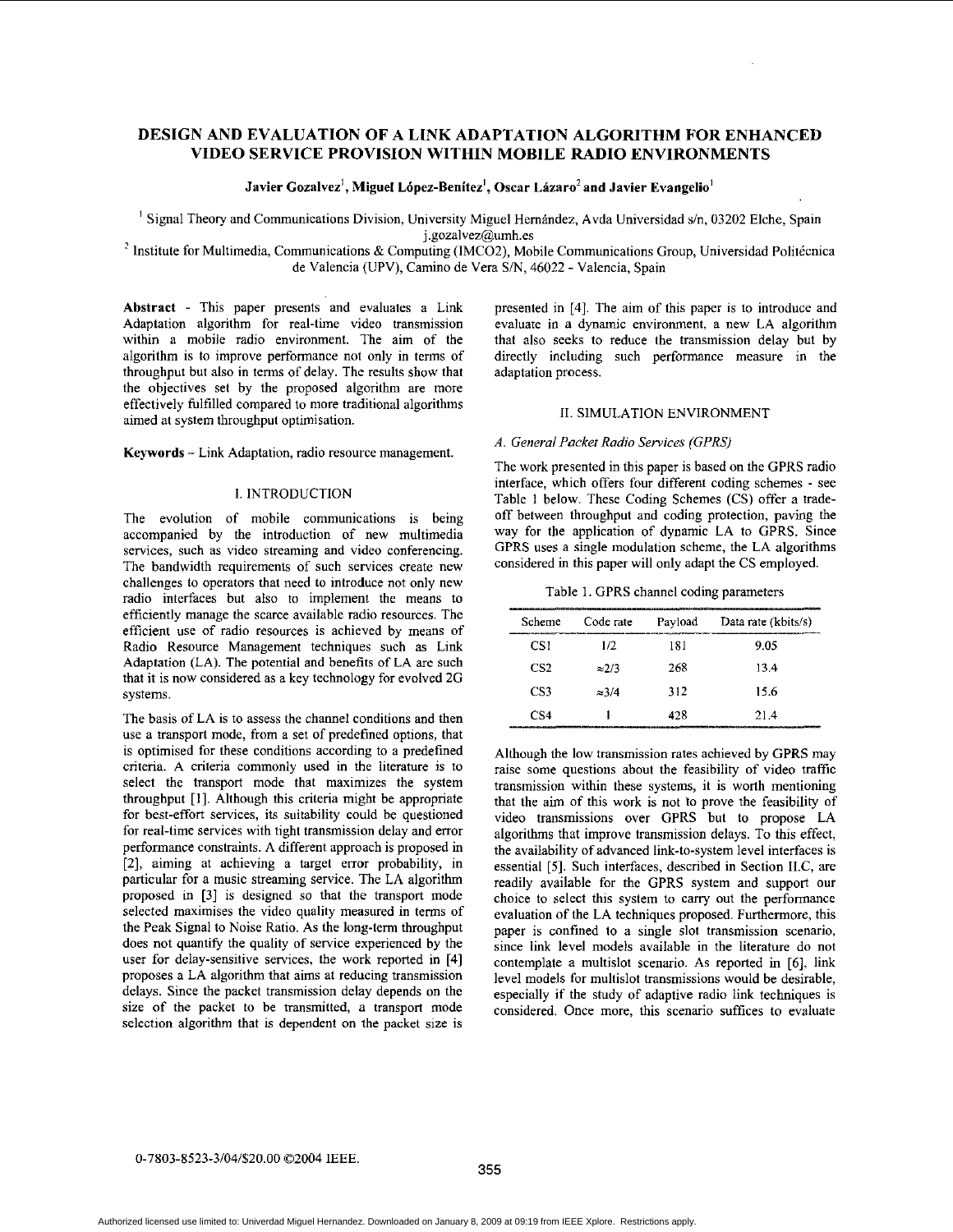# DESIGN AND EVALUATION OF A LINK ADAPTATION ALGORITHM FOR ENHANCED VIDEO SERVICE PROVISION WITHIN MOBILE RADIO ENVIRONMENTS

**Javier Gozalvez[1], Miguel López-Benítez[1], Oscar Lázaro[2] and Javier Evangelio[1]**

[1] Signal Theory and Communications Division, University Miguel Hernández, Avda Universidad s/n, 03202 Elche, Spain
j.gozalvez@umh.es

[2] Institute for Multimedia, Communications & Computing (IMCO2), Mobile Communications Group, Universidad Politécnica de Valencia (UPV), Camino de Vera S/N, 46022 - Valencia, Spain

**Abstract** - This paper presents and evaluates a Link Adaptation algorithm for real-time video transmission within a mobile radio environment. The aim of the algorithm is to improve performance not only in terms of throughput but also in terms of delay. The results show that the objectives set by the proposed algorithm are more effectively fulfilled compared to more traditional algorithms aimed at system throughput optimisation.

**Keywords** – Link Adaptation, radio resource management.

## I. INTRODUCTION

The evolution of mobile communications is being accompanied by the introduction of new multimedia services, such as video streaming and video conferencing. The bandwidth requirements of such services create new challenges to operators that need to introduce not only new radio interfaces but also to implement the means to efficiently manage the scarce available radio resources. The efficient use of radio resources is achieved by means of Radio Resource Management techniques such as Link Adaptation (LA). The potential and benefits of LA are such that it is now considered as a key technology for evolved 2G systems.

The basis of LA is to assess the channel conditions and then use a transport mode, from a set of predefined options, that is optimised for these conditions according to a predefined criteria. A criteria commonly used in the literature is to select the transport mode that maximizes the system throughput [1]. Although this criteria might be appropriate for best-effort services, its suitability could be questioned for real-time services with tight transmission delay and error performance constraints. A different approach is proposed in [2], aiming at achieving a target error probability, in particular for a music streaming service. The LA algorithm proposed in [3] is designed so that the transport mode selected maximises the video quality measured in terms of the Peak Signal to Noise Ratio. As the long-term throughput does not quantify the quality of service experienced by the user for delay-sensitive services, the work reported in [4] proposes a LA algorithm that aims at reducing transmission delays. Since the packet transmission delay depends on the size of the packet to be transmitted, a transport mode selection algorithm that is dependent on the packet size is presented in [4]. The aim of this paper is to introduce and evaluate in a dynamic environment, a new LA algorithm that also seeks to reduce the transmission delay but by directly including such performance measure in the adaptation process.

## II. SIMULATION ENVIRONMENT

### *A. General Packet Radio Services (GPRS)*

The work presented in this paper is based on the GPRS radio interface, which offers four different coding schemes - see Table 1 below. These Coding Schemes (CS) offer a trade-off between throughput and coding protection, paving the way for the application of dynamic LA to GPRS. Since GPRS uses a single modulation scheme, the LA algorithms considered in this paper will only adapt the CS employed.

Table 1. GPRS channel coding parameters

| Scheme | Code rate | Payload | Data rate (kbits/s) |
|---|---|---|---|
| CS1 | 1/2 | 181 | 9.05 |
| CS2 | ≈2/3 | 268 | 13.4 |
| CS3 | ≈3/4 | 312 | 15.6 |
| CS4 | 1 | 428 | 21.4 |

Although the low transmission rates achieved by GPRS may raise some questions about the feasibility of video traffic transmission within these systems, it is worth mentioning that the aim of this work is not to prove the feasibility of video transmissions over GPRS but to propose LA algorithms that improve transmission delays. To this effect, the availability of advanced link-to-system level interfaces is essential [5]. Such interfaces, described in Section II.C, are readily available for the GPRS system and support our choice to select this system to carry out the performance evaluation of the LA techniques proposed. Furthermore, this paper is confined to a single slot transmission scenario, since link level models available in the literature do not contemplate a multislot scenario. As reported in [6], link level models for multislot transmissions would be desirable, especially if the study of adaptive radio link techniques is considered. Once more, this scenario suffices to evaluate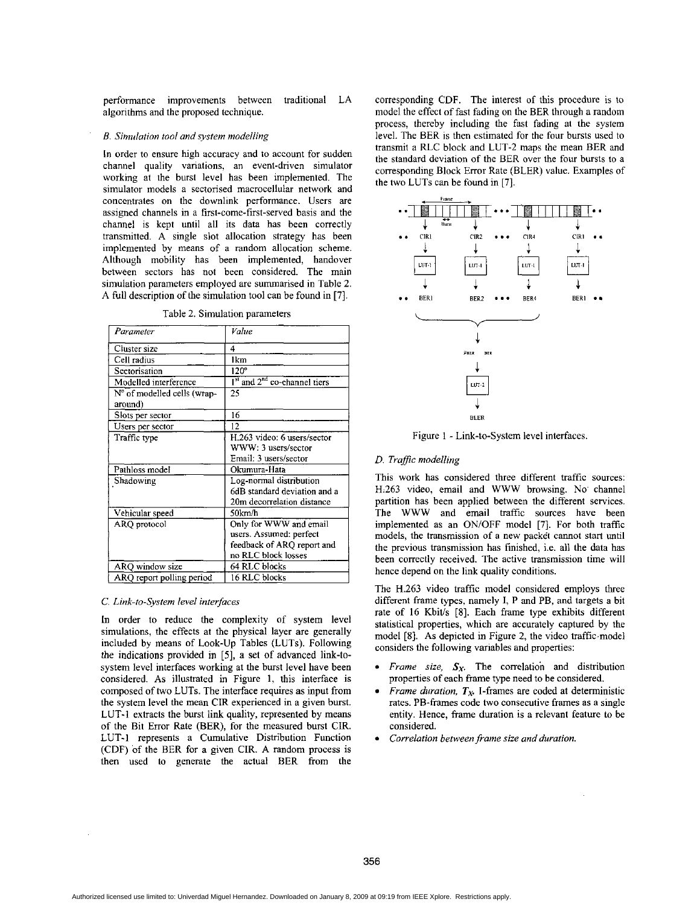performance improvements between traditional LA algorithms and the proposed technique.

### *B. Simulation tool and system modelling*

In order to ensure high accuracy and to account for sudden channel quality variations, an event-driven simulator working at the burst level has been implemented. The simulator models a sectorised macrocellular network and concentrates on the downlink performance. Users are assigned channels in a first-come-first-served basis and the channel is kept until all its data has been correctly transmitted. A single slot allocation strategy has been implemented by means of a random allocation scheme. Although mobility has been implemented, handover between sectors has not been considered. The main simulation parameters employed are summarised in Table 2. A full description of the simulation tool can be found in [7].

Table 2. Simulation parameters

| *Parameter* | *Value* |
|---|---|
| Cluster size | 4 |
| Cell radius | 1km |
| Sectorisation | 120° |
| Modelled interference | 1st and 2nd co-channel tiers |
| N° of modelled cells (wrap-around) | 25 |
| Slots per sector | 16 |
| Users per sector | 12 |
| Traffic type | H.263 video: 6 users/sector<br>WWW: 3 users/sector<br>Email: 3 users/sector |
| Pathloss model | Okumura-Hata |
| Shadowing | Log-normal distribution 6dB standard deviation and a 20m decorrelation distance |
| Vehicular speed | 50km/h |
| ARQ protocol | Only for WWW and email users. Assumed: perfect feedback of ARQ report and no RLC block losses |
| ARQ window size | 64 RLC blocks |
| ARQ report polling period | 16 RLC blocks |

### *C. Link-to-System level interfaces*

In order to reduce the complexity of system level simulations, the effects at the physical layer are generally included by means of Look-Up Tables (LUTs). Following the indications provided in [5], a set of advanced link-to-system level interfaces working at the burst level have been considered. As illustrated in Figure 1, this interface is composed of two LUTs. The interface requires as input from the system level the mean CIR experienced in a given burst. LUT-1 extracts the burst link quality, represented by means of the Bit Error Rate (BER), for the measured burst CIR. LUT-1 represents a Cumulative Distribution Function (CDF) of the BER for a given CIR. A random process is then used to generate the actual BER from the corresponding CDF. The interest of this procedure is to model the effect of fast fading on the BER through a random process, thereby including the fast fading at the system level. The BER is then estimated for the four bursts used to transmit a RLC block and LUT-2 maps the mean BER and the standard deviation of the BER over the four bursts to a corresponding Block Error Rate (BLER) value. Examples of the two LUTs can be found in [7].

Figure 1 - Link-to-System level interfaces.

### *D. Traffic modelling*

This work has considered three different traffic sources: H.263 video, email and WWW browsing. No channel partition has been applied between the different services. The WWW and email traffic sources have been implemented as an ON/OFF model [7]. For both traffic models, the transmission of a new packet cannot start until the previous transmission has finished, i.e. all the data has been correctly received. The active transmission time will hence depend on the link quality conditions.

The H.263 video traffic model considered employs three different frame types, namely I, P and PB, and targets a bit rate of 16 Kbit/s [8]. Each frame type exhibits different statistical properties, which are accurately captured by the model [8]. As depicted in Figure 2, the video traffic model considers the following variables and properties:

- *Frame size, $S_X$.* The correlation and distribution properties of each frame type need to be considered.
- *Frame duration, $T_X$.* I-frames are coded at deterministic rates. PB-frames code two consecutive frames as a single entity. Hence, frame duration is a relevant feature to be considered.
- *Correlation between frame size and duration.*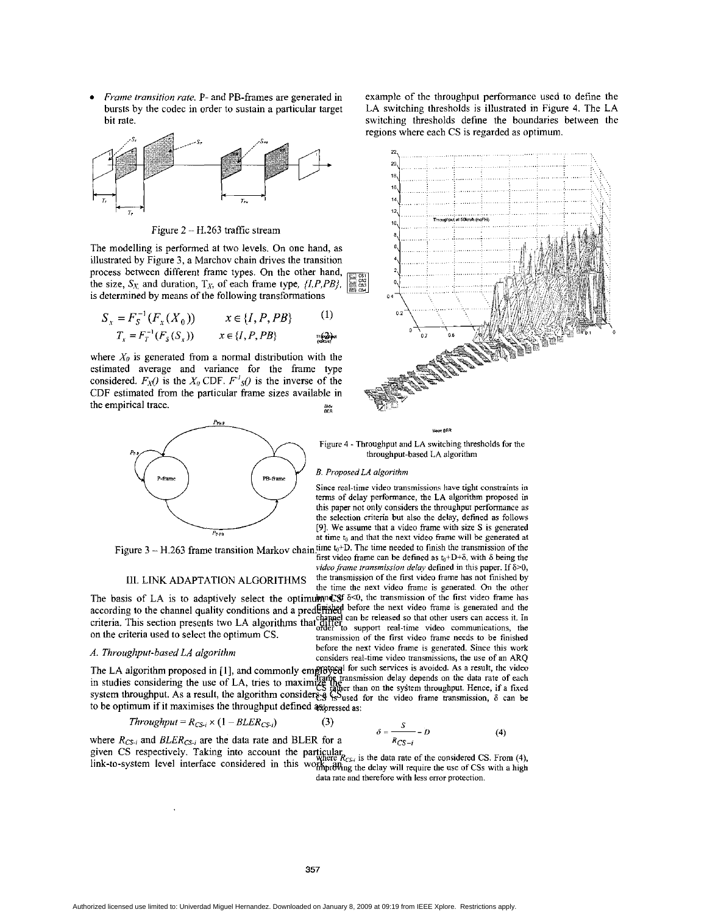- *Frame transition rate.* P- and PB-frames are generated in bursts by the codec in order to sustain a particular target bit rate.

Figure 2 – H.263 traffic stream

The modelling is performed at two levels. On one hand, as illustrated by Figure 3, a Marchov chain drives the transition process between different frame types. On the other hand, the size, $S_X$, and duration, $T_X$, of each frame type, *{I,P,PB}*, is determined by means of the following transformations

$$S_x = F_S^{-1}(F_x(X_0)) \qquad x \in \{I, P, PB\} \qquad (1)$$

$$T_x = F_T^{-1}(F_S(S_x)) \qquad x \in \{I, P, PB\} \qquad (2)$$

where $X_0$ is generated from a normal distribution with the estimated average and variance for the frame type considered. $F_X()$ is the $X_0$ CDF. $F^{-1}_S()$ is the inverse of the CDF estimated from the particular frame sizes available in the empirical trace.

Figure 3 – H.263 frame transition Markov chain

## III. LINK ADAPTATION ALGORITHMS

The basis of LA is to adaptively select the optimum CS according to the channel quality conditions and a predefined criteria. This section presents two LA algorithms that differ on the criteria used to select the optimum CS.

### A. Throughput-based LA algorithm

The LA algorithm proposed in [1], and commonly employed in studies considering the use of LA, tries to maximize the system throughput. As a result, the algorithm considers a CS to be optimum if it maximises the throughput defined as:

$$Throughput = R_{CS\text{-}i} \times (1 - BLER_{CS\text{-}i}) \qquad (3)$$

where $R_{CS\text{-}i}$ and $BLER_{CS\text{-}i}$ are the data rate and BLER for a given CS respectively. Taking into account the particular link-to-system level interface considered in this work, an example of the throughput performance used to define the LA switching thresholds is illustrated in Figure 4. The LA switching thresholds define the boundaries between the regions where each CS is regarded as optimum.

Figure 4 - Throughput and LA switching thresholds for the throughput-based LA algorithm

### B. Proposed LA algorithm

Since real-time video transmissions have tight constraints in terms of delay performance, the LA algorithm proposed in this paper not only considers the throughput performance as the selection criteria but also the delay, defined as follows [9]. We assume that a video frame with size S is generated at time $t_0$ and that the next video frame will be generated at time $t_0$+D. The time needed to finish the transmission of the first video frame can be defined as $t_0$+D+δ, with δ being the *video frame transmission delay* defined in this paper. If δ>0, the transmission of the first video frame has not finished by the time the next video frame is generated. On the other hand, if δ<0, the transmission of the first video frame has finished before the next video frame is generated and the channel can be released so that other users can access it. In order to support real-time video communications, the transmission of the first video frame needs to be finished before the next video frame is generated. Since this work considers real-time video transmissions, the use of an ARQ protocol for such services is avoided. As a result, the video frame transmission delay depends on the data rate of each CS rather than on the system throughput. Hence, if a fixed CS is used for the video frame transmission, δ can be expressed as:

$$\delta = \frac{S}{R_{CS-i}} - D \qquad (4)$$

where $R_{CS\text{-}i}$ is the data rate of the considered CS. From (4), improving the delay will require the use of CSs with a high data rate and therefore with less error protection.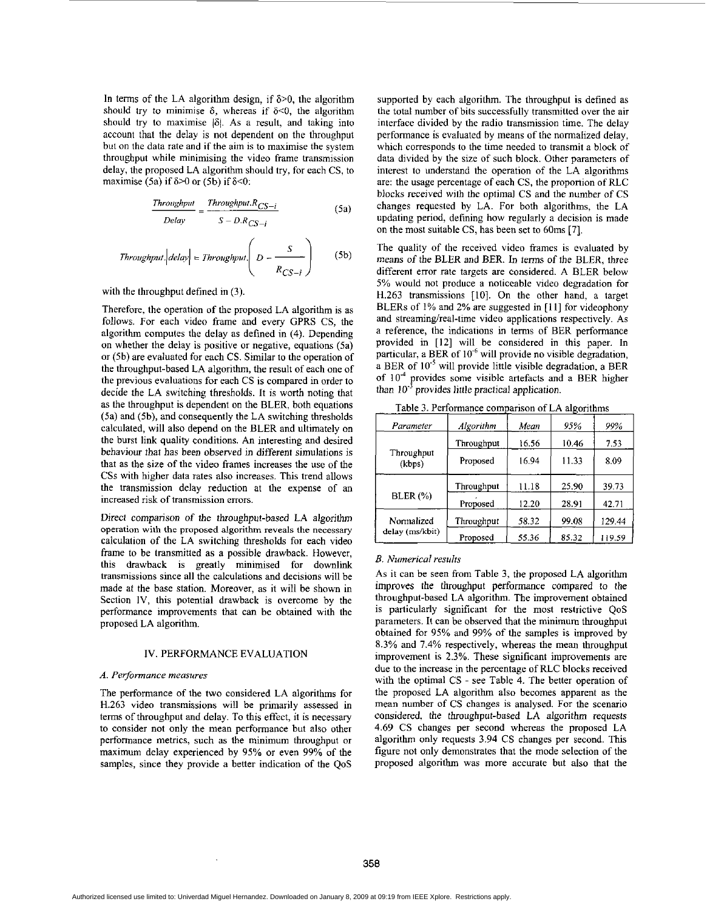In terms of the LA algorithm design, if $\delta > 0$, the algorithm should try to minimise $\delta$, whereas if $\delta < 0$, the algorithm should try to maximise $|\delta|$. As a result, and taking into account that the delay is not dependent on the throughput but on the data rate and if the aim is to maximise the system throughput while minimising the video frame transmission delay, the proposed LA algorithm should try, for each CS, to maximise (5a) if $\delta > 0$ or (5b) if $\delta < 0$:

$$\frac{Throughput}{Delay} = \frac{Throughput.R_{CS-i}}{S - D.R_{CS-i}} \tag{5a}$$

$$Throughput.|delay| = Throughput.\left( D - \frac{S}{R_{CS-i}} \right) \tag{5b}$$

with the throughput defined in (3).

Therefore, the operation of the proposed LA algorithm is as follows. For each video frame and every GPRS CS, the algorithm computes the delay as defined in (4). Depending on whether the delay is positive or negative, equations (5a) or (5b) are evaluated for each CS. Similar to the operation of the throughput-based LA algorithm, the result of each one of the previous evaluations for each CS is compared in order to decide the LA switching thresholds. It is worth noting that as the throughput is dependent on the BLER, both equations (5a) and (5b), and consequently the LA switching thresholds calculated, will also depend on the BLER and ultimately on the burst link quality conditions. An interesting and desired behaviour that has been observed in different simulations is that as the size of the video frames increases the use of the CSs with higher data rates also increases. This trend allows the transmission delay reduction at the expense of an increased risk of transmission errors.

Direct comparison of the throughput-based LA algorithm operation with the proposed algorithm reveals the necessary calculation of the LA switching thresholds for each video frame to be transmitted as a possible drawback. However, this drawback is greatly minimised for downlink transmissions since all the calculations and decisions will be made at the base station. Moreover, as it will be shown in Section IV, this potential drawback is overcome by the performance improvements that can be obtained with the proposed LA algorithm.

## IV. PERFORMANCE EVALUATION

### *A. Performance measures*

The performance of the two considered LA algorithms for H.263 video transmissions will be primarily assessed in terms of throughput and delay. To this effect, it is necessary to consider not only the mean performance but also other performance metrics, such as the minimum throughput or maximum delay experienced by 95% or even 99% of the samples, since they provide a better indication of the QoS supported by each algorithm. The throughput is defined as the total number of bits successfully transmitted over the air interface divided by the radio transmission time. The delay performance is evaluated by means of the normalized delay, which corresponds to the time needed to transmit a block of data divided by the size of such block. Other parameters of interest to understand the operation of the LA algorithms are: the usage percentage of each CS, the proportion of RLC blocks received with the optimal CS and the number of CS changes requested by LA. For both algorithms, the LA updating period, defining how regularly a decision is made on the most suitable CS, has been set to 60ms [7].

The quality of the received video frames is evaluated by means of the BLER and BER. In terms of the BLER, three different error rate targets are considered. A BLER below 5% would not produce a noticeable video degradation for H.263 transmissions [10]. On the other hand, a target BLERs of 1% and 2% are suggested in [11] for videophony and streaming/real-time video applications respectively. As a reference, the indications in terms of BER performance provided in [12] will be considered in this paper. In particular, a BER of $10^{-6}$ will provide no visible degradation, a BER of $10^{-5}$ will provide little visible degradation, a BER of $10^{-4}$ provides some visible artefacts and a BER higher than $10^{-3}$ provides little practical application.

Table 3. Performance comparison of LA algorithms

| *Parameter* | *Algorithm* | *Mean* | *95%* | *99%* |
|---|---|---|---|---|
| Throughput (kbps) | Throughput | 16.56 | 10.46 | 7.53 |
| | Proposed | 16.94 | 11.33 | 8.09 |
| BLER (%) | Throughput | 11.18 | 25.90 | 39.73 |
| | Proposed | 12.20 | 28.91 | 42.71 |
| Normalized delay (ms/kbit) | Throughput | 58.32 | 99.08 | 129.44 |
| | Proposed | 55.36 | 85.32 | 119.59 |

### *B. Numerical results*

As it can be seen from Table 3, the proposed LA algorithm improves the throughput performance compared to the throughput-based LA algorithm. The improvement obtained is particularly significant for the most restrictive QoS parameters. It can be observed that the minimum throughput obtained for 95% and 99% of the samples is improved by 8.3% and 7.4% respectively, whereas the mean throughput improvement is 2.3%. These significant improvements are due to the increase in the percentage of RLC blocks received with the optimal CS - see Table 4. The better operation of the proposed LA algorithm also becomes apparent as the mean number of CS changes is analysed. For the scenario considered, the throughput-based LA algorithm requests 4.69 CS changes per second whereas the proposed LA algorithm only requests 3.94 CS changes per second. This figure not only demonstrates that the mode selection of the proposed algorithm was more accurate but also that the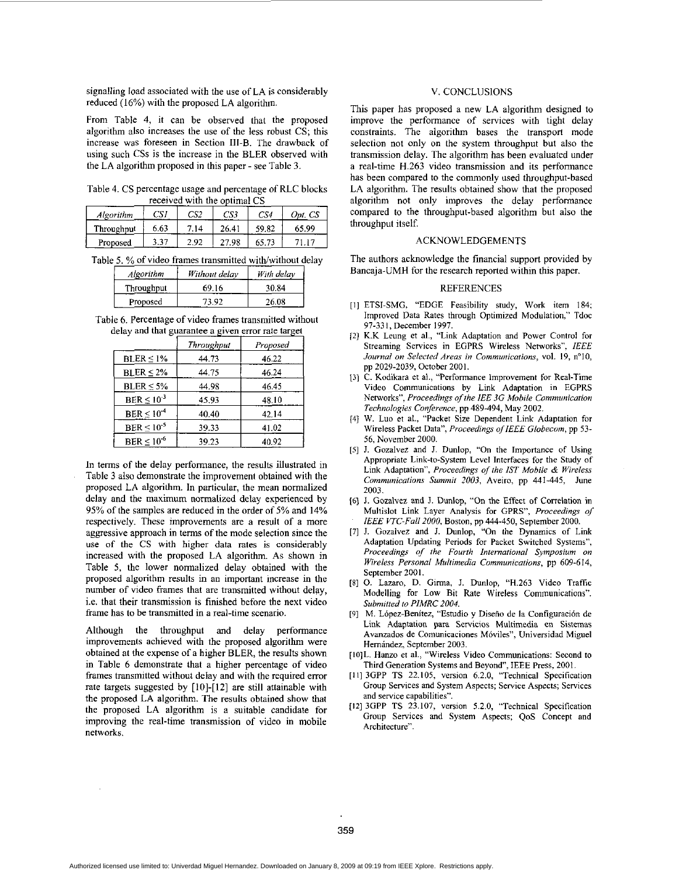signalling load associated with the use of LA is considerably reduced (16%) with the proposed LA algorithm.

From Table 4, it can be observed that the proposed algorithm also increases the use of the less robust CS; this increase was foreseen in Section III-B. The drawback of using such CSs is the increase in the BLER observed with the LA algorithm proposed in this paper - see Table 3.

Table 4. CS percentage usage and percentage of RLC blocks received with the optimal CS

| *Algorithm* | *CS1* | *CS2* | *CS3* | *CS4* | *Opt. CS* |
|---|---|---|---|---|---|
| Throughput | 6.63 | 7.14 | 26.41 | 59.82 | 65.99 |
| Proposed | 3.37 | 2.92 | 27.98 | 65.73 | 71.17 |

Table 5. % of video frames transmitted with/without delay

| *Algorithm* | *Without delay* | *With delay* |
|---|---|---|
| Throughput | 69.16 | 30.84 |
| Proposed | 73.92 | 26.08 |

Table 6. Percentage of video frames transmitted without delay and that guarantee a given error rate target

| | *Throughput* | *Proposed* |
|---|---|---|
| BLER ≤ 1% | 44.73 | 46.22 |
| BLER ≤ 2% | 44.75 | 46.24 |
| BLER ≤ 5% | 44.98 | 46.45 |
| BER ≤ $10^{-3}$ | 45.93 | 48.10 |
| BER ≤ $10^{-4}$ | 40.40 | 42.14 |
| BER ≤ $10^{-5}$ | 39.33 | 41.02 |
| BER ≤ $10^{-6}$ | 39.23 | 40.92 |

In terms of the delay performance, the results illustrated in Table 3 also demonstrate the improvement obtained with the proposed LA algorithm. In particular, the mean normalized delay and the maximum normalized delay experienced by 95% of the samples are reduced in the order of 5% and 14% respectively. These improvements are a result of a more aggressive approach in terms of the mode selection since the use of the CS with higher data rates is considerably increased with the proposed LA algorithm. As shown in Table 5, the lower normalized delay obtained with the proposed algorithm results in an important increase in the number of video frames that are transmitted without delay, i.e. that their transmission is finished before the next video frame has to be transmitted in a real-time scenario.

Although the throughput and delay performance improvements achieved with the proposed algorithm were obtained at the expense of a higher BLER, the results shown in Table 6 demonstrate that a higher percentage of video frames transmitted without delay and with the required error rate targets suggested by [10]-[12] are still attainable with the proposed LA algorithm. The results obtained show that the proposed LA algorithm is a suitable candidate for improving the real-time transmission of video in mobile networks.

## V. CONCLUSIONS

This paper has proposed a new LA algorithm designed to improve the performance of services with tight delay constraints. The algorithm bases the transport mode selection not only on the system throughput but also the transmission delay. The algorithm has been evaluated under a real-time H.263 video transmission and its performance has been compared to the commonly used throughput-based LA algorithm. The results obtained show that the proposed algorithm not only improves the delay performance compared to the throughput-based algorithm but also the throughput itself.

## ACKNOWLEDGEMENTS

The authors acknowledge the financial support provided by Bancaja-UMH for the research reported within this paper.

## REFERENCES

[1] ETSI-SMG, "EDGE Feasibility study, Work item 184; Improved Data Rates through Optimized Modulation," Tdoc 97-331, December 1997.

[2] K.K Leung et al., "Link Adaptation and Power Control for Streaming Services in EGPRS Wireless Networks", *IEEE Journal on Selected Areas in Communications*, vol. 19, n°10, pp 2029-2039, October 2001.

[3] C. Kodikara et al., "Performance Improvement for Real-Time Video Communications by Link Adaptation in EGPRS Networks", *Proceedings of the IEE 3G Mobile Communication Technologies Conference*, pp 489-494, May 2002.

[4] W. Luo et al., "Packet Size Dependent Link Adaptation for Wireless Packet Data", *Proceedings of IEEE Globecom*, pp 53-56, November 2000.

[5] J. Gozalvez and J. Dunlop, "On the Importance of Using Appropriate Link-to-System Level Interfaces for the Study of Link Adaptation", *Proceedings of the IST Mobile & Wireless Communications Summit 2003*, Aveiro, pp 441-445, June 2003.

[6] J. Gozalvez and J. Dunlop, "On the Effect of Correlation in Multislot Link Layer Analysis for GPRS", *Proceedings of IEEE VTC-Fall 2000*, Boston, pp 444-450, September 2000.

[7] J. Gozalvez and J. Dunlop, "On the Dynamics of Link Adaptation Updating Periods for Packet Switched Systems", *Proceedings of the Fourth International Symposium on Wireless Personal Multimedia Communications*, pp 609-614, September 2001.

[8] O. Lazaro, D. Girma, J. Dunlop, "H.263 Video Traffic Modelling for Low Bit Rate Wireless Communications". *Submitted to PIMRC 2004.*

[9] M. López-Benítez, "Estudio y Diseño de la Configuración de Link Adaptation para Servicios Multimedia en Sistemas Avanzados de Comunicaciones Móviles", Universidad Miguel Hernández, September 2003.

[10] L. Hanzo et al., "Wireless Video Communications: Second to Third Generation Systems and Beyond", IEEE Press, 2001.

[11] 3GPP TS 22.105, version 6.2.0, "Technical Specification Group Services and System Aspects; Service Aspects; Services and service capabilities".

[12] 3GPP TS 23.107, version 5.2.0, "Technical Specification Group Services and System Aspects; QoS Concept and Architecture".